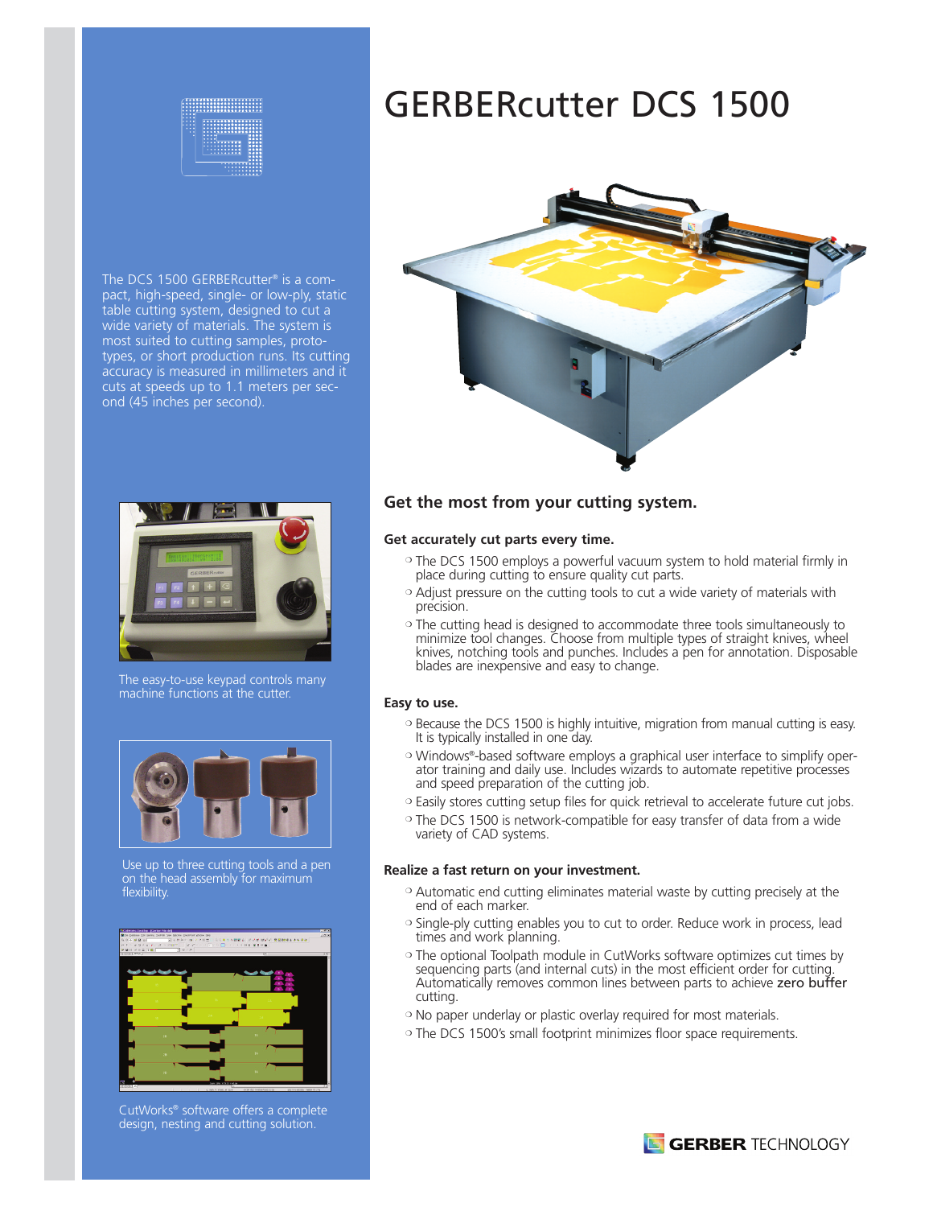# GERBERcutter DCS 1500

The DCS 1500 GERBERcutter® is a compact, high-speed, single- or low-ply, static table cutting system, designed to cut a wide variety of materials. The system is most suited to cutting samples, prototypes, or short production runs. Its cutting accuracy is measured in millimeters and it cuts at speeds up to 1.1 meters per second (45 inches per second).

The easy-to-use keypad controls many machine functions at the cutter.

Use up to three cutting tools and a pen on the head assembly for maximum flexibility.

CutWorks® software offers a complete design, nesting and cutting solution.

## Get the most from your cutting system.

### Get accurately cut parts every time.

- The DCS 1500 employs a powerful vacuum system to hold material firmly in place during cutting to ensure quality cut parts.
- Adjust pressure on the cutting tools to cut a wide variety of materials with precision.
- The cutting head is designed to accommodate three tools simultaneously to minimize tool changes. Choose from multiple types of straight knives, wheel knives, notching tools and punches. Includes a pen for annotation. Disposable blades are inexpensive and easy to change.

### Easy to use.

- Because the DCS 1500 is highly intuitive, migration from manual cutting is easy. It is typically installed in one day.
- Windows®-based software employs a graphical user interface to simplify operator training and daily use. Includes wizards to automate repetitive processes and speed preparation of the cutting job.
- Easily stores cutting setup files for quick retrieval to accelerate future cut jobs.
- The DCS 1500 is network-compatible for easy transfer of data from a wide variety of CAD systems.

### Realize a fast return on your investment.

- Automatic end cutting eliminates material waste by cutting precisely at the end of each marker.
- Single-ply cutting enables you to cut to order. Reduce work in process, lead times and work planning.
- The optional Toolpath module in CutWorks software optimizes cut times by sequencing parts (and internal cuts) in the most efficient order for cutting. Automatically removes common lines between parts to achieve zero buffer cutting.
- No paper underlay or plastic overlay required for most materials.
- The DCS 1500's small footprint minimizes floor space requirements.

GERBER TECHNOLOGY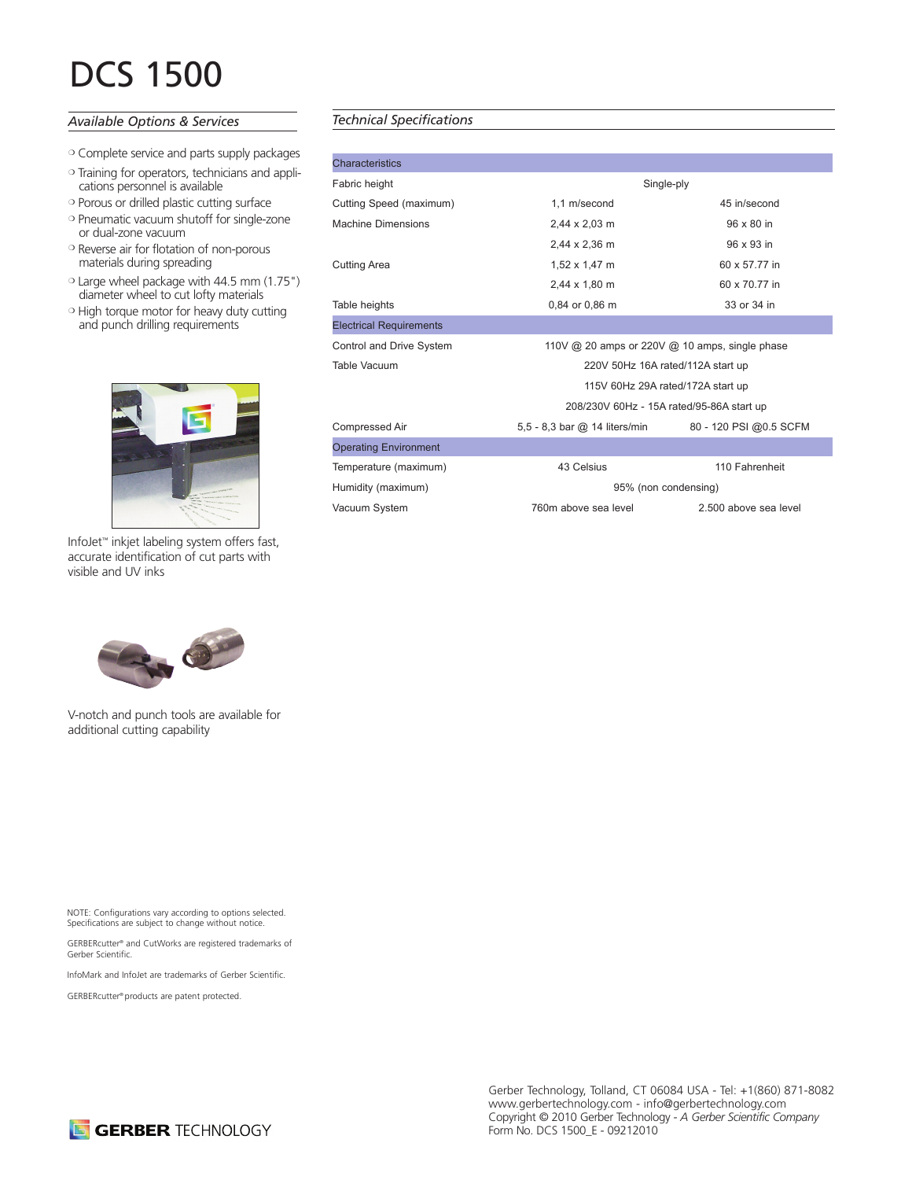# DCS 1500

## *Available Options & Services*

- Complete service and parts supply packages
- Training for operators, technicians and applications personnel is available
- Porous or drilled plastic cutting surface
- Pneumatic vacuum shutoff for single-zone or dual-zone vacuum
- Reverse air for flotation of non-porous materials during spreading
- Large wheel package with 44.5 mm (1.75") diameter wheel to cut lofty materials
- High torque motor for heavy duty cutting and punch drilling requirements

InfoJet™ inkjet labeling system offers fast, accurate identification of cut parts with visible and UV inks

V-notch and punch tools are available for additional cutting capability

## *Technical Specifications*

| Characteristics | | |
|---|---|---|
| Fabric height | Single-ply | |
| Cutting Speed (maximum) | 1,1 m/second | 45 in/second |
| Machine Dimensions | 2,44 x 2,03 m | 96 x 80 in |
| | 2,44 x 2,36 m | 96 x 93 in |
| Cutting Area | 1,52 x 1,47 m | 60 x 57.77 in |
| | 2,44 x 1,80 m | 60 x 70.77 in |
| Table heights | 0,84 or 0,86 m | 33 or 34 in |
| **Electrical Requirements** | | |
| Control and Drive System | 110V @ 20 amps or 220V @ 10 amps, single phase | |
| Table Vacuum | 220V 50Hz 16A rated/112A start up | |
| | 115V 60Hz 29A rated/172A start up | |
| | 208/230V 60Hz - 15A rated/95-86A start up | |
| Compressed Air | 5,5 - 8,3 bar @ 14 liters/min | 80 - 120 PSI @0.5 SCFM |
| **Operating Environment** | | |
| Temperature (maximum) | 43 Celsius | 110 Fahrenheit |
| Humidity (maximum) | 95% (non condensing) | |
| Vacuum System | 760m above sea level | 2.500 above sea level |

NOTE: Configurations vary according to options selected. Specifications are subject to change without notice.

GERBERcutter® and CutWorks are registered trademarks of Gerber Scientific.

InfoMark and InfoJet are trademarks of Gerber Scientific.

GERBERcutter® products are patent protected.

**GERBER** TECHNOLOGY

Gerber Technology, Tolland, CT 06084 USA - Tel: +1(860) 871-8082
www.gerbertechnology.com - info@gerbertechnology.com
Copyright © 2010 Gerber Technology - *A Gerber Scientific Company*
Form No. DCS 1500_E - 09212010